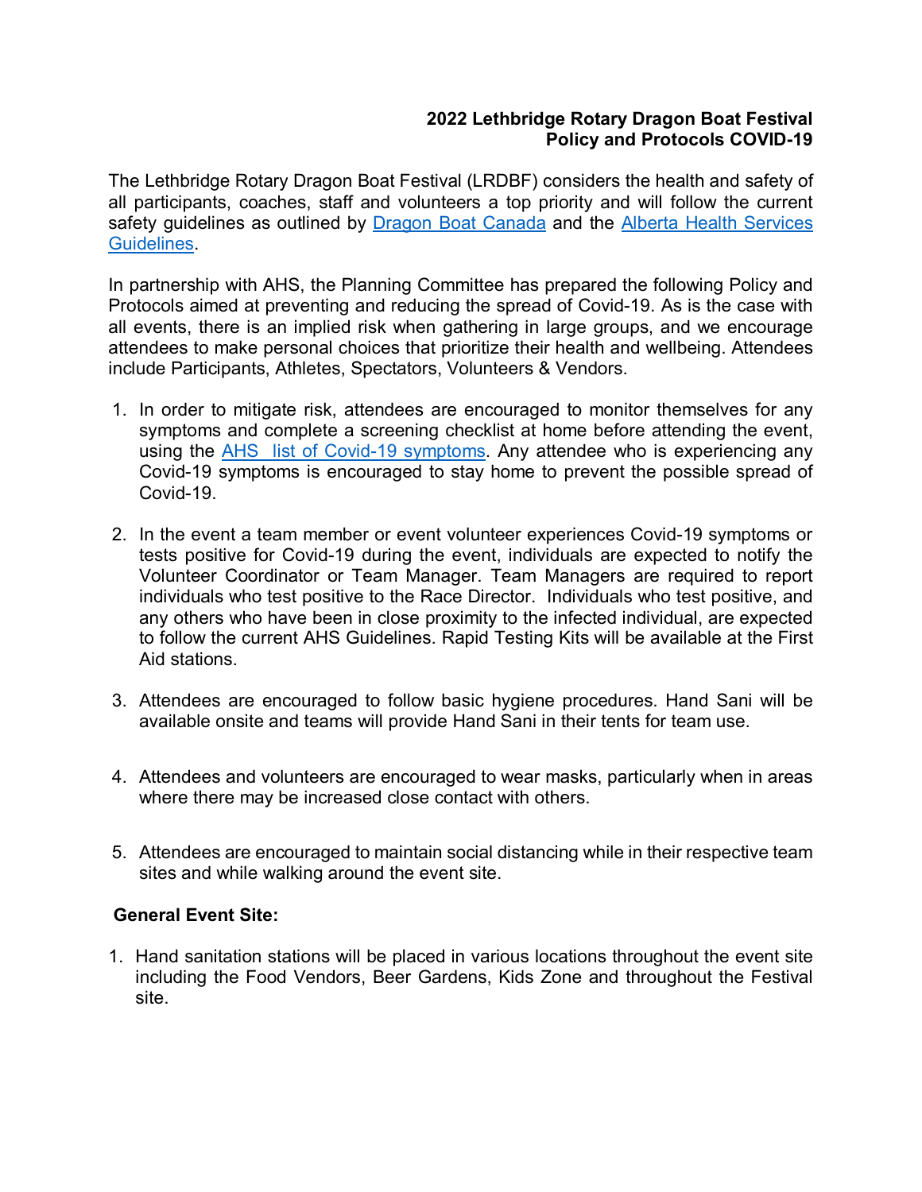# 2022 Lethbridge Rotary Dragon Boat Festival
# Policy and Protocols COVID-19

The Lethbridge Rotary Dragon Boat Festival (LRDBF) considers the health and safety of all participants, coaches, staff and volunteers a top priority and will follow the current safety guidelines as outlined by Dragon Boat Canada and the Alberta Health Services Guidelines.

In partnership with AHS, the Planning Committee has prepared the following Policy and Protocols aimed at preventing and reducing the spread of Covid-19. As is the case with all events, there is an implied risk when gathering in large groups, and we encourage attendees to make personal choices that prioritize their health and wellbeing. Attendees include Participants, Athletes, Spectators, Volunteers & Vendors.

1. In order to mitigate risk, attendees are encouraged to monitor themselves for any symptoms and complete a screening checklist at home before attending the event, using the AHS list of Covid-19 symptoms. Any attendee who is experiencing any Covid-19 symptoms is encouraged to stay home to prevent the possible spread of Covid-19.

2. In the event a team member or event volunteer experiences Covid-19 symptoms or tests positive for Covid-19 during the event, individuals are expected to notify the Volunteer Coordinator or Team Manager. Team Managers are required to report individuals who test positive to the Race Director. Individuals who test positive, and any others who have been in close proximity to the infected individual, are expected to follow the current AHS Guidelines. Rapid Testing Kits will be available at the First Aid stations.

3. Attendees are encouraged to follow basic hygiene procedures. Hand Sani will be available onsite and teams will provide Hand Sani in their tents for team use.

4. Attendees and volunteers are encouraged to wear masks, particularly when in areas where there may be increased close contact with others.

5. Attendees are encouraged to maintain social distancing while in their respective team sites and while walking around the event site.

**General Event Site:**

1. Hand sanitation stations will be placed in various locations throughout the event site including the Food Vendors, Beer Gardens, Kids Zone and throughout the Festival site.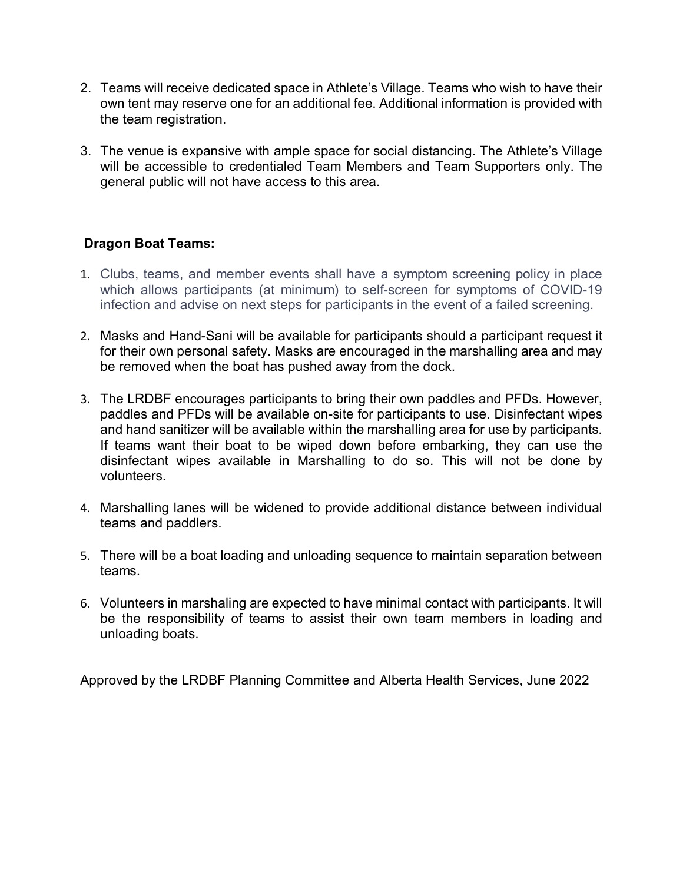2. Teams will receive dedicated space in Athlete's Village. Teams who wish to have their own tent may reserve one for an additional fee. Additional information is provided with the team registration.

3. The venue is expansive with ample space for social distancing. The Athlete's Village will be accessible to credentialed Team Members and Team Supporters only. The general public will not have access to this area.

**Dragon Boat Teams:**

1. Clubs, teams, and member events shall have a symptom screening policy in place which allows participants (at minimum) to self-screen for symptoms of COVID-19 infection and advise on next steps for participants in the event of a failed screening.

2. Masks and Hand-Sani will be available for participants should a participant request it for their own personal safety. Masks are encouraged in the marshalling area and may be removed when the boat has pushed away from the dock.

3. The LRDBF encourages participants to bring their own paddles and PFDs. However, paddles and PFDs will be available on-site for participants to use. Disinfectant wipes and hand sanitizer will be available within the marshalling area for use by participants. If teams want their boat to be wiped down before embarking, they can use the disinfectant wipes available in Marshalling to do so. This will not be done by volunteers.

4. Marshalling lanes will be widened to provide additional distance between individual teams and paddlers.

5. There will be a boat loading and unloading sequence to maintain separation between teams.

6. Volunteers in marshaling are expected to have minimal contact with participants. It will be the responsibility of teams to assist their own team members in loading and unloading boats.

Approved by the LRDBF Planning Committee and Alberta Health Services, June 2022